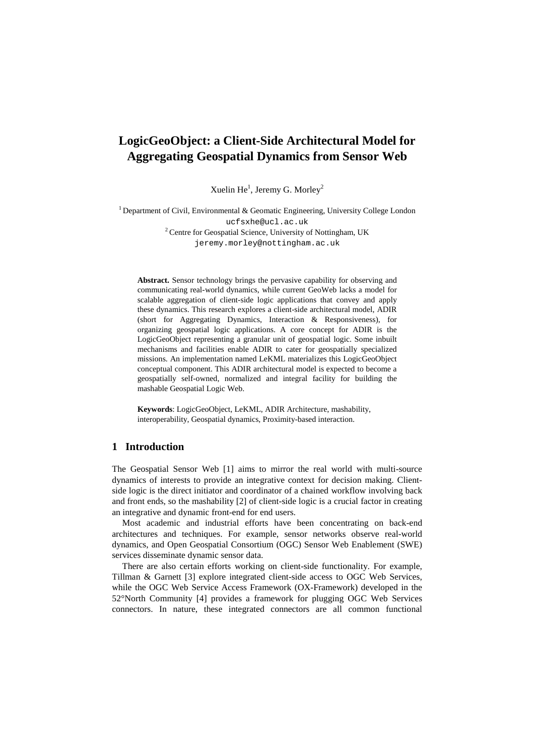# LogicGeoObject: a Client-Side Architectural Model for Aggregating Geospatial Dynamics from Sensor Web

Xuelin He[1], Jeremy G. Morley[2]

[1] Department of Civil, Environmental & Geomatic Engineering, University College London
ucfsxhe@ucl.ac.uk
[2] Centre for Geospatial Science, University of Nottingham, UK
jeremy.morley@nottingham.ac.uk

**Abstract.** Sensor technology brings the pervasive capability for observing and communicating real-world dynamics, while current GeoWeb lacks a model for scalable aggregation of client-side logic applications that convey and apply these dynamics. This research explores a client-side architectural model, ADIR (short for Aggregating Dynamics, Interaction & Responsiveness), for organizing geospatial logic applications. A core concept for ADIR is the LogicGeoObject representing a granular unit of geospatial logic. Some inbuilt mechanisms and facilities enable ADIR to cater for geospatially specialized missions. An implementation named LeKML materializes this LogicGeoObject conceptual component. This ADIR architectural model is expected to become a geospatially self-owned, normalized and integral facility for building the mashable Geospatial Logic Web.

**Keywords**: LogicGeoObject, LeKML, ADIR Architecture, mashability, interoperability, Geospatial dynamics, Proximity-based interaction.

## 1 Introduction

The Geospatial Sensor Web [1] aims to mirror the real world with multi-source dynamics of interests to provide an integrative context for decision making. Client-side logic is the direct initiator and coordinator of a chained workflow involving back and front ends, so the mashability [2] of client-side logic is a crucial factor in creating an integrative and dynamic front-end for end users.

Most academic and industrial efforts have been concentrating on back-end architectures and techniques. For example, sensor networks observe real-world dynamics, and Open Geospatial Consortium (OGC) Sensor Web Enablement (SWE) services disseminate dynamic sensor data.

There are also certain efforts working on client-side functionality. For example, Tillman & Garnett [3] explore integrated client-side access to OGC Web Services, while the OGC Web Service Access Framework (OX-Framework) developed in the 52°North Community [4] provides a framework for plugging OGC Web Services connectors. In nature, these integrated connectors are all common functional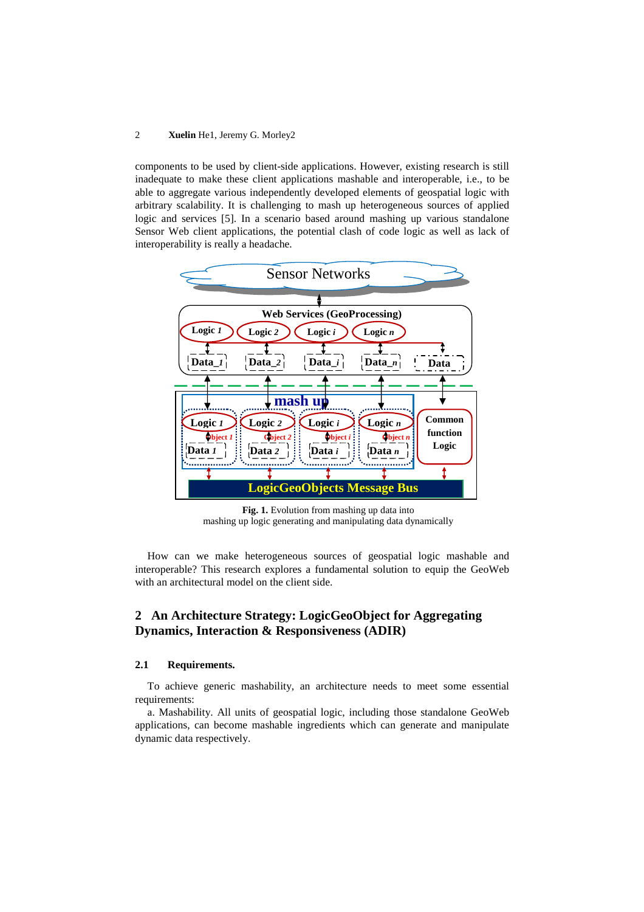components to be used by client-side applications. However, existing research is still inadequate to make these client applications mashable and interoperable, i.e., to be able to aggregate various independently developed elements of geospatial logic with arbitrary scalability. It is challenging to mash up heterogeneous sources of applied logic and services [5]. In a scenario based around mashing up various standalone Sensor Web client applications, the potential clash of code logic as well as lack of interoperability is really a headache.

**Fig. 1.** Evolution from mashing up data into mashing up logic generating and manipulating data dynamically

How can we make heterogeneous sources of geospatial logic mashable and interoperable? This research explores a fundamental solution to equip the GeoWeb with an architectural model on the client side.

## 2 An Architecture Strategy: LogicGeoObject for Aggregating Dynamics, Interaction & Responsiveness (ADIR)

### 2.1 Requirements.

To achieve generic mashability, an architecture needs to meet some essential requirements:

a. Mashability. All units of geospatial logic, including those standalone GeoWeb applications, can become mashable ingredients which can generate and manipulate dynamic data respectively.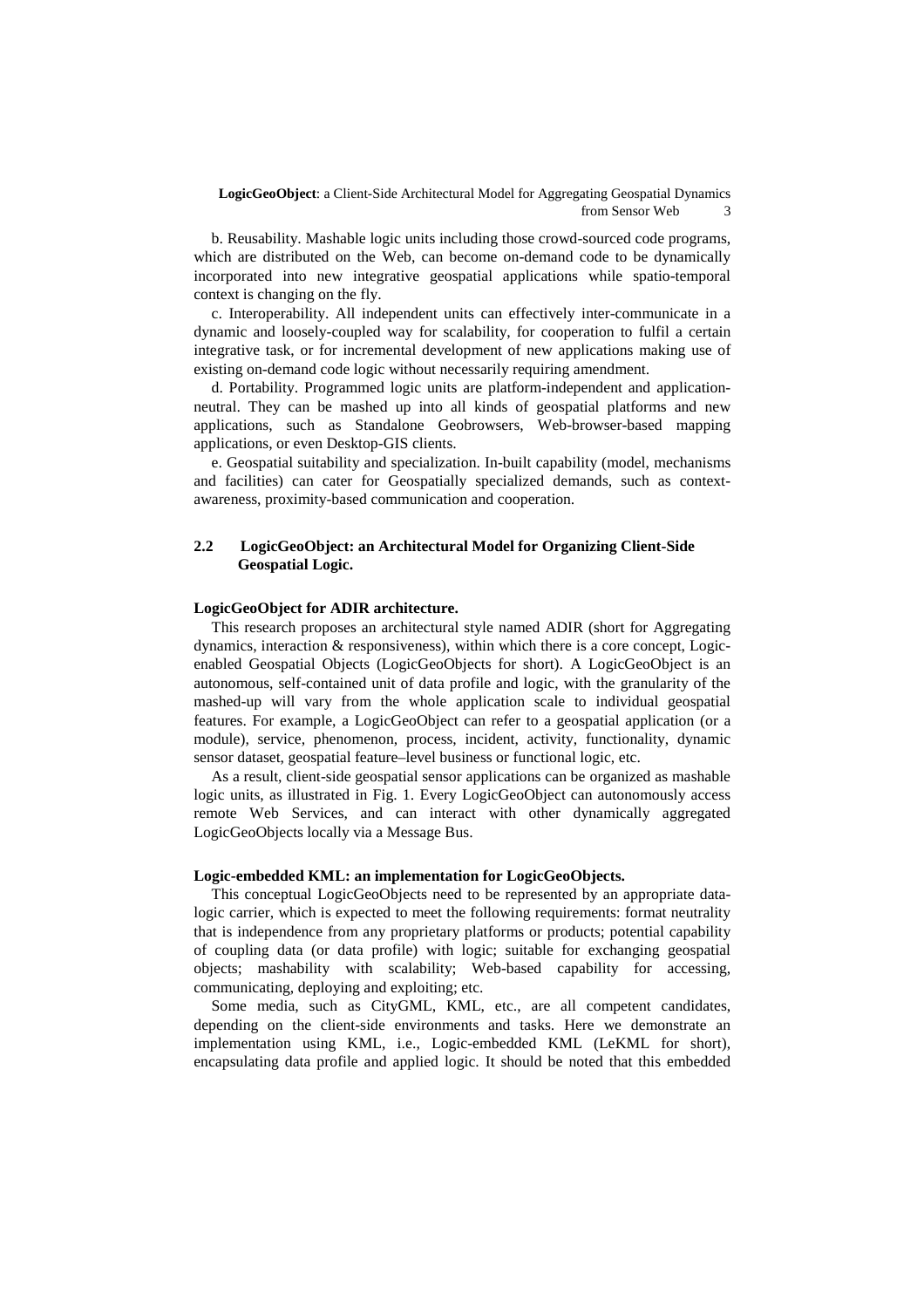b. Reusability. Mashable logic units including those crowd-sourced code programs, which are distributed on the Web, can become on-demand code to be dynamically incorporated into new integrative geospatial applications while spatio-temporal context is changing on the fly.

c. Interoperability. All independent units can effectively inter-communicate in a dynamic and loosely-coupled way for scalability, for cooperation to fulfil a certain integrative task, or for incremental development of new applications making use of existing on-demand code logic without necessarily requiring amendment.

d. Portability. Programmed logic units are platform-independent and application-neutral. They can be mashed up into all kinds of geospatial platforms and new applications, such as Standalone Geobrowsers, Web-browser-based mapping applications, or even Desktop-GIS clients.

e. Geospatial suitability and specialization. In-built capability (model, mechanisms and facilities) can cater for Geospatially specialized demands, such as context-awareness, proximity-based communication and cooperation.

### 2.2 LogicGeoObject: an Architectural Model for Organizing Client-Side Geospatial Logic.

**LogicGeoObject for ADIR architecture.**

This research proposes an architectural style named ADIR (short for Aggregating dynamics, interaction & responsiveness), within which there is a core concept, Logic-enabled Geospatial Objects (LogicGeoObjects for short). A LogicGeoObject is an autonomous, self-contained unit of data profile and logic, with the granularity of the mashed-up will vary from the whole application scale to individual geospatial features. For example, a LogicGeoObject can refer to a geospatial application (or a module), service, phenomenon, process, incident, activity, functionality, dynamic sensor dataset, geospatial feature–level business or functional logic, etc.

As a result, client-side geospatial sensor applications can be organized as mashable logic units, as illustrated in Fig. 1. Every LogicGeoObject can autonomously access remote Web Services, and can interact with other dynamically aggregated LogicGeoObjects locally via a Message Bus.

**Logic-embedded KML: an implementation for LogicGeoObjects.**

This conceptual LogicGeoObjects need to be represented by an appropriate data-logic carrier, which is expected to meet the following requirements: format neutrality that is independence from any proprietary platforms or products; potential capability of coupling data (or data profile) with logic; suitable for exchanging geospatial objects; mashability with scalability; Web-based capability for accessing, communicating, deploying and exploiting; etc.

Some media, such as CityGML, KML, etc., are all competent candidates, depending on the client-side environments and tasks. Here we demonstrate an implementation using KML, i.e., Logic-embedded KML (LeKML for short), encapsulating data profile and applied logic. It should be noted that this embedded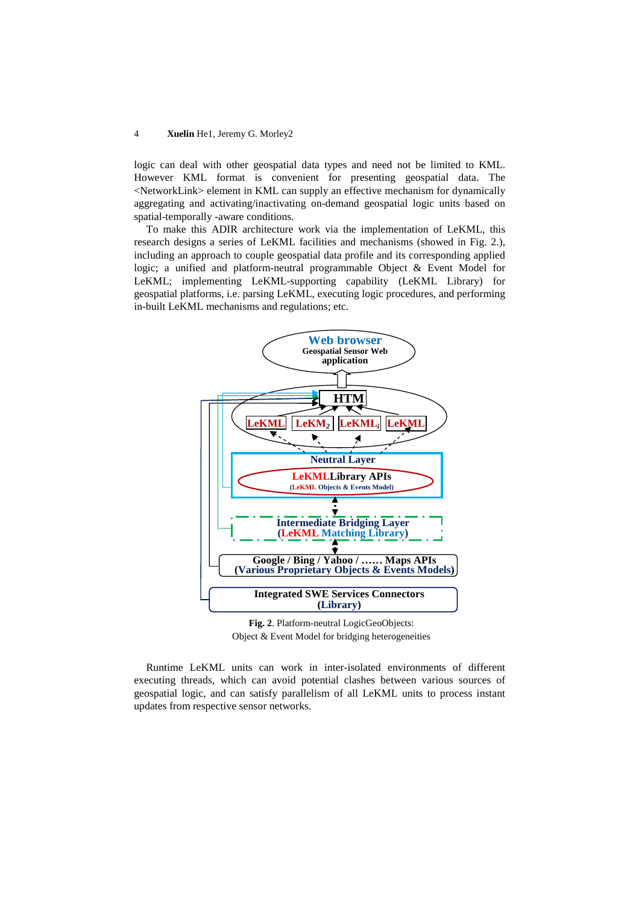logic can deal with other geospatial data types and need not be limited to KML. However KML format is convenient for presenting geospatial data. The <NetworkLink> element in KML can supply an effective mechanism for dynamically aggregating and activating/inactivating on-demand geospatial logic units based on spatial-temporally -aware conditions.

To make this ADIR architecture work via the implementation of LeKML, this research designs a series of LeKML facilities and mechanisms (showed in Fig. 2.), including an approach to couple geospatial data profile and its corresponding applied logic; a unified and platform-neutral programmable Object & Event Model for LeKML; implementing LeKML-supporting capability (LeKML Library) for geospatial platforms, i.e. parsing LeKML, executing logic procedures, and performing in-built LeKML mechanisms and regulations; etc.

**Fig. 2**. Platform-neutral LogicGeoObjects: Object & Event Model for bridging heterogeneities

Runtime LeKML units can work in inter-isolated environments of different executing threads, which can avoid potential clashes between various sources of geospatial logic, and can satisfy parallelism of all LeKML units to process instant updates from respective sensor networks.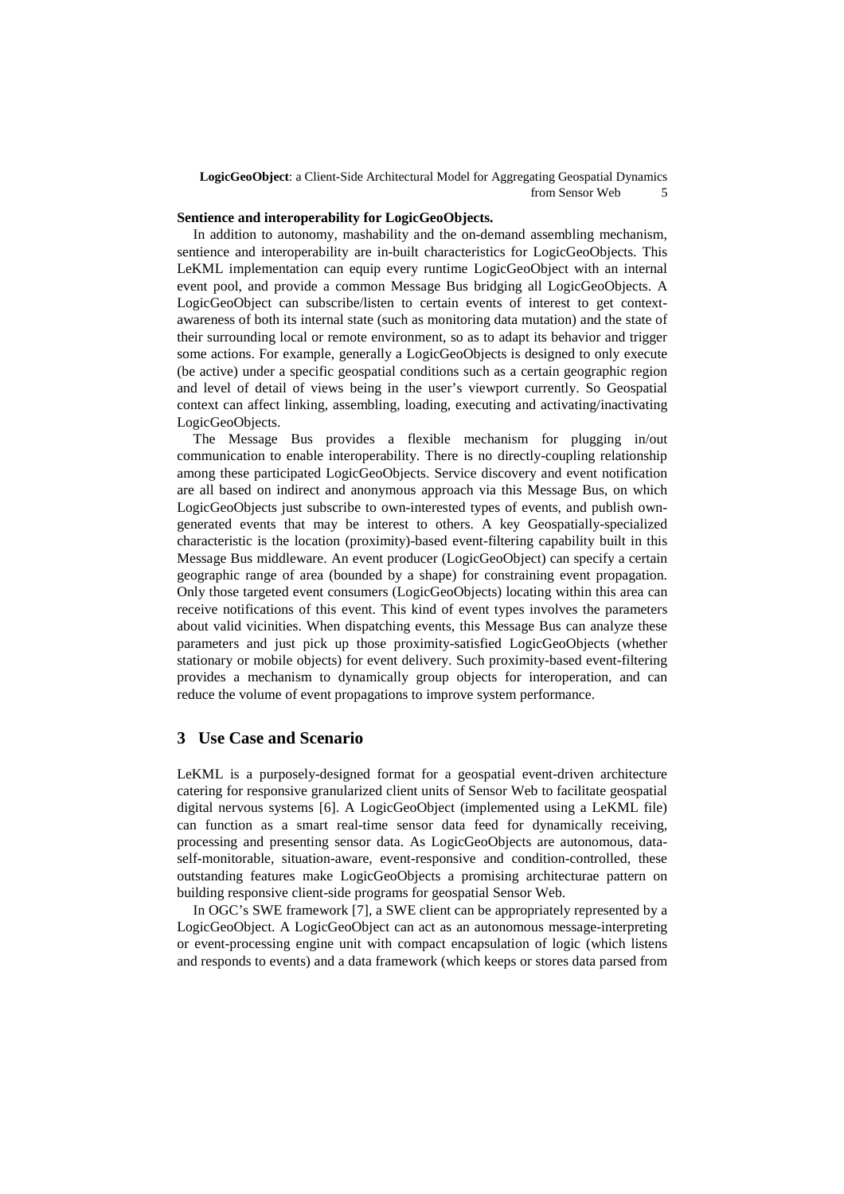**Sentience and interoperability for LogicGeoObjects.**

In addition to autonomy, mashability and the on-demand assembling mechanism, sentience and interoperability are in-built characteristics for LogicGeoObjects. This LeKML implementation can equip every runtime LogicGeoObject with an internal event pool, and provide a common Message Bus bridging all LogicGeoObjects. A LogicGeoObject can subscribe/listen to certain events of interest to get context-awareness of both its internal state (such as monitoring data mutation) and the state of their surrounding local or remote environment, so as to adapt its behavior and trigger some actions. For example, generally a LogicGeoObjects is designed to only execute (be active) under a specific geospatial conditions such as a certain geographic region and level of detail of views being in the user's viewport currently. So Geospatial context can affect linking, assembling, loading, executing and activating/inactivating LogicGeoObjects.

The Message Bus provides a flexible mechanism for plugging in/out communication to enable interoperability. There is no directly-coupling relationship among these participated LogicGeoObjects. Service discovery and event notification are all based on indirect and anonymous approach via this Message Bus, on which LogicGeoObjects just subscribe to own-interested types of events, and publish own-generated events that may be interest to others. A key Geospatially-specialized characteristic is the location (proximity)-based event-filtering capability built in this Message Bus middleware. An event producer (LogicGeoObject) can specify a certain geographic range of area (bounded by a shape) for constraining event propagation. Only those targeted event consumers (LogicGeoObjects) locating within this area can receive notifications of this event. This kind of event types involves the parameters about valid vicinities. When dispatching events, this Message Bus can analyze these parameters and just pick up those proximity-satisfied LogicGeoObjects (whether stationary or mobile objects) for event delivery. Such proximity-based event-filtering provides a mechanism to dynamically group objects for interoperation, and can reduce the volume of event propagations to improve system performance.

## 3 Use Case and Scenario

LeKML is a purposely-designed format for a geospatial event-driven architecture catering for responsive granularized client units of Sensor Web to facilitate geospatial digital nervous systems [6]. A LogicGeoObject (implemented using a LeKML file) can function as a smart real-time sensor data feed for dynamically receiving, processing and presenting sensor data. As LogicGeoObjects are autonomous, data-self-monitorable, situation-aware, event-responsive and condition-controlled, these outstanding features make LogicGeoObjects a promising architecturae pattern on building responsive client-side programs for geospatial Sensor Web.

In OGC's SWE framework [7], a SWE client can be appropriately represented by a LogicGeoObject. A LogicGeoObject can act as an autonomous message-interpreting or event-processing engine unit with compact encapsulation of logic (which listens and responds to events) and a data framework (which keeps or stores data parsed from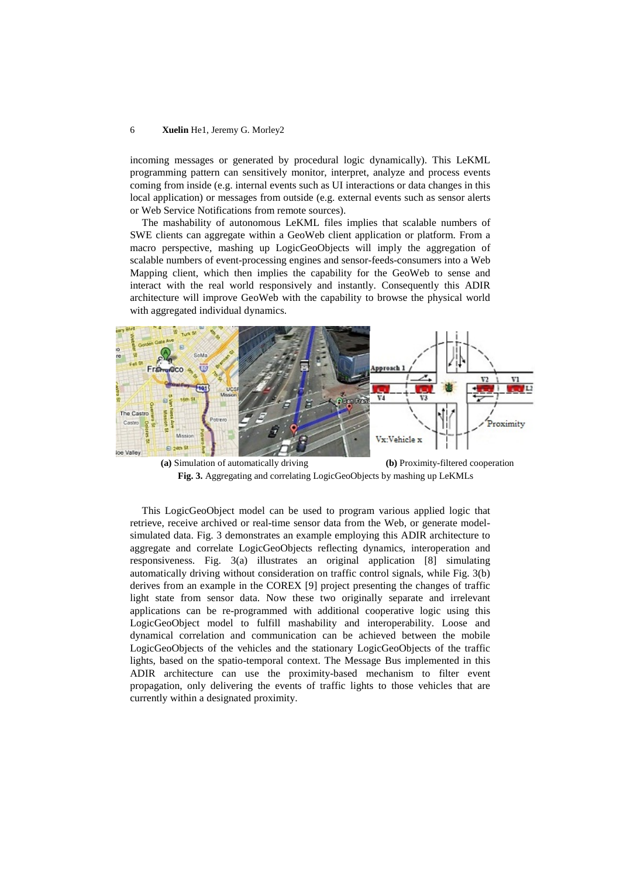incoming messages or generated by procedural logic dynamically). This LeKML programming pattern can sensitively monitor, interpret, analyze and process events coming from inside (e.g. internal events such as UI interactions or data changes in this local application) or messages from outside (e.g. external events such as sensor alerts or Web Service Notifications from remote sources).

The mashability of autonomous LeKML files implies that scalable numbers of SWE clients can aggregate within a GeoWeb client application or platform. From a macro perspective, mashing up LogicGeoObjects will imply the aggregation of scalable numbers of event-processing engines and sensor-feeds-consumers into a Web Mapping client, which then implies the capability for the GeoWeb to sense and interact with the real world responsively and instantly. Consequently this ADIR architecture will improve GeoWeb with the capability to browse the physical world with aggregated individual dynamics.

**(a)** Simulation of automatically driving **(b)** Proximity-filtered cooperation

**Fig. 3.** Aggregating and correlating LogicGeoObjects by mashing up LeKMLs

This LogicGeoObject model can be used to program various applied logic that retrieve, receive archived or real-time sensor data from the Web, or generate model-simulated data. Fig. 3 demonstrates an example employing this ADIR architecture to aggregate and correlate LogicGeoObjects reflecting dynamics, interoperation and responsiveness. Fig. 3(a) illustrates an original application [8] simulating automatically driving without consideration on traffic control signals, while Fig. 3(b) derives from an example in the COREX [9] project presenting the changes of traffic light state from sensor data. Now these two originally separate and irrelevant applications can be re-programmed with additional cooperative logic using this LogicGeoObject model to fulfill mashability and interoperability. Loose and dynamical correlation and communication can be achieved between the mobile LogicGeoObjects of the vehicles and the stationary LogicGeoObjects of the traffic lights, based on the spatio-temporal context. The Message Bus implemented in this ADIR architecture can use the proximity-based mechanism to filter event propagation, only delivering the events of traffic lights to those vehicles that are currently within a designated proximity.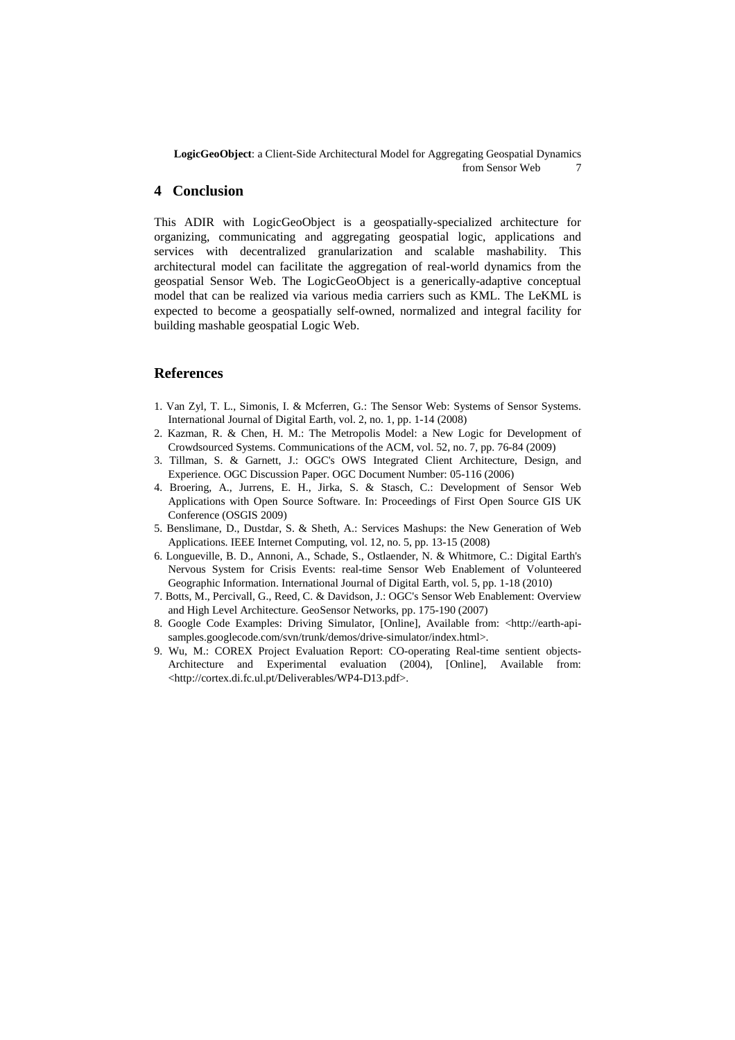## 4 Conclusion

This ADIR with LogicGeoObject is a geospatially-specialized architecture for organizing, communicating and aggregating geospatial logic, applications and services with decentralized granularization and scalable mashability. This architectural model can facilitate the aggregation of real-world dynamics from the geospatial Sensor Web. The LogicGeoObject is a generically-adaptive conceptual model that can be realized via various media carriers such as KML. The LeKML is expected to become a geospatially self-owned, normalized and integral facility for building mashable geospatial Logic Web.

## References

1. Van Zyl, T. L., Simonis, I. & Mcferren, G.: The Sensor Web: Systems of Sensor Systems. International Journal of Digital Earth, vol. 2, no. 1, pp. 1-14 (2008)
2. Kazman, R. & Chen, H. M.: The Metropolis Model: a New Logic for Development of Crowdsourced Systems. Communications of the ACM, vol. 52, no. 7, pp. 76-84 (2009)
3. Tillman, S. & Garnett, J.: OGC's OWS Integrated Client Architecture, Design, and Experience. OGC Discussion Paper. OGC Document Number: 05-116 (2006)
4. Broering, A., Jurrens, E. H., Jirka, S. & Stasch, C.: Development of Sensor Web Applications with Open Source Software. In: Proceedings of First Open Source GIS UK Conference (OSGIS 2009)
5. Benslimane, D., Dustdar, S. & Sheth, A.: Services Mashups: the New Generation of Web Applications. IEEE Internet Computing, vol. 12, no. 5, pp. 13-15 (2008)
6. Longueville, B. D., Annoni, A., Schade, S., Ostlaender, N. & Whitmore, C.: Digital Earth's Nervous System for Crisis Events: real-time Sensor Web Enablement of Volunteered Geographic Information. International Journal of Digital Earth, vol. 5, pp. 1-18 (2010)
7. Botts, M., Percivall, G., Reed, C. & Davidson, J.: OGC's Sensor Web Enablement: Overview and High Level Architecture. GeoSensor Networks, pp. 175-190 (2007)
8. Google Code Examples: Driving Simulator, [Online], Available from: <http://earth-api-samples.googlecode.com/svn/trunk/demos/drive-simulator/index.html>.
9. Wu, M.: COREX Project Evaluation Report: CO-operating Real-time sentient objects-Architecture and Experimental evaluation (2004), [Online], Available from: <http://cortex.di.fc.ul.pt/Deliverables/WP4-D13.pdf>.